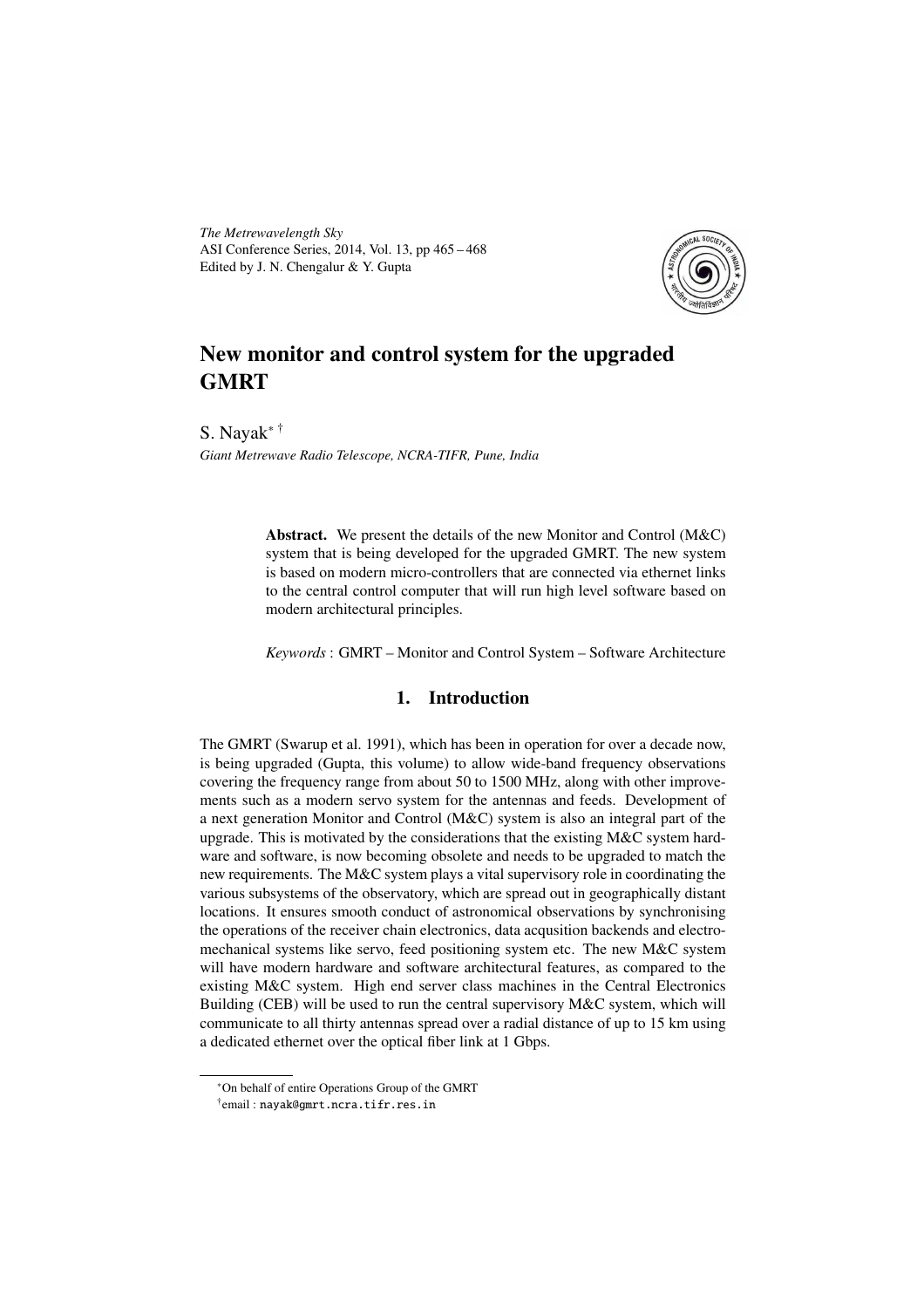*The Metrewavelength Sky*
ASI Conference Series, 2014, Vol. 13, pp 465 – 468
Edited by J. N. Chengalur & Y. Gupta

# New monitor and control system for the upgraded GMRT

S. Nayak[∗] [†]

*Giant Metrewave Radio Telescope, NCRA-TIFR, Pune, India*

> **Abstract.** We present the details of the new Monitor and Control (M&C) system that is being developed for the upgraded GMRT. The new system is based on modern micro-controllers that are connected via ethernet links to the central control computer that will run high level software based on modern architectural principles.
>
> *Keywords* : GMRT – Monitor and Control System – Software Architecture

## 1. Introduction

The GMRT (Swarup et al. 1991), which has been in operation for over a decade now, is being upgraded (Gupta, this volume) to allow wide-band frequency observations covering the frequency range from about 50 to 1500 MHz, along with other improvements such as a modern servo system for the antennas and feeds. Development of a next generation Monitor and Control (M&C) system is also an integral part of the upgrade. This is motivated by the considerations that the existing M&C system hardware and software, is now becoming obsolete and needs to be upgraded to match the new requirements. The M&C system plays a vital supervisory role in coordinating the various subsystems of the observatory, which are spread out in geographically distant locations. It ensures smooth conduct of astronomical observations by synchronising the operations of the receiver chain electronics, data acqusition backends and electro-mechanical systems like servo, feed positioning system etc. The new M&C system will have modern hardware and software architectural features, as compared to the existing M&C system. High end server class machines in the Central Electronics Building (CEB) will be used to run the central supervisory M&C system, which will communicate to all thirty antennas spread over a radial distance of up to 15 km using a dedicated ethernet over the optical fiber link at 1 Gbps.

---

[∗]On behalf of entire Operations Group of the GMRT

[†]email : nayak@gmrt.ncra.tifr.res.in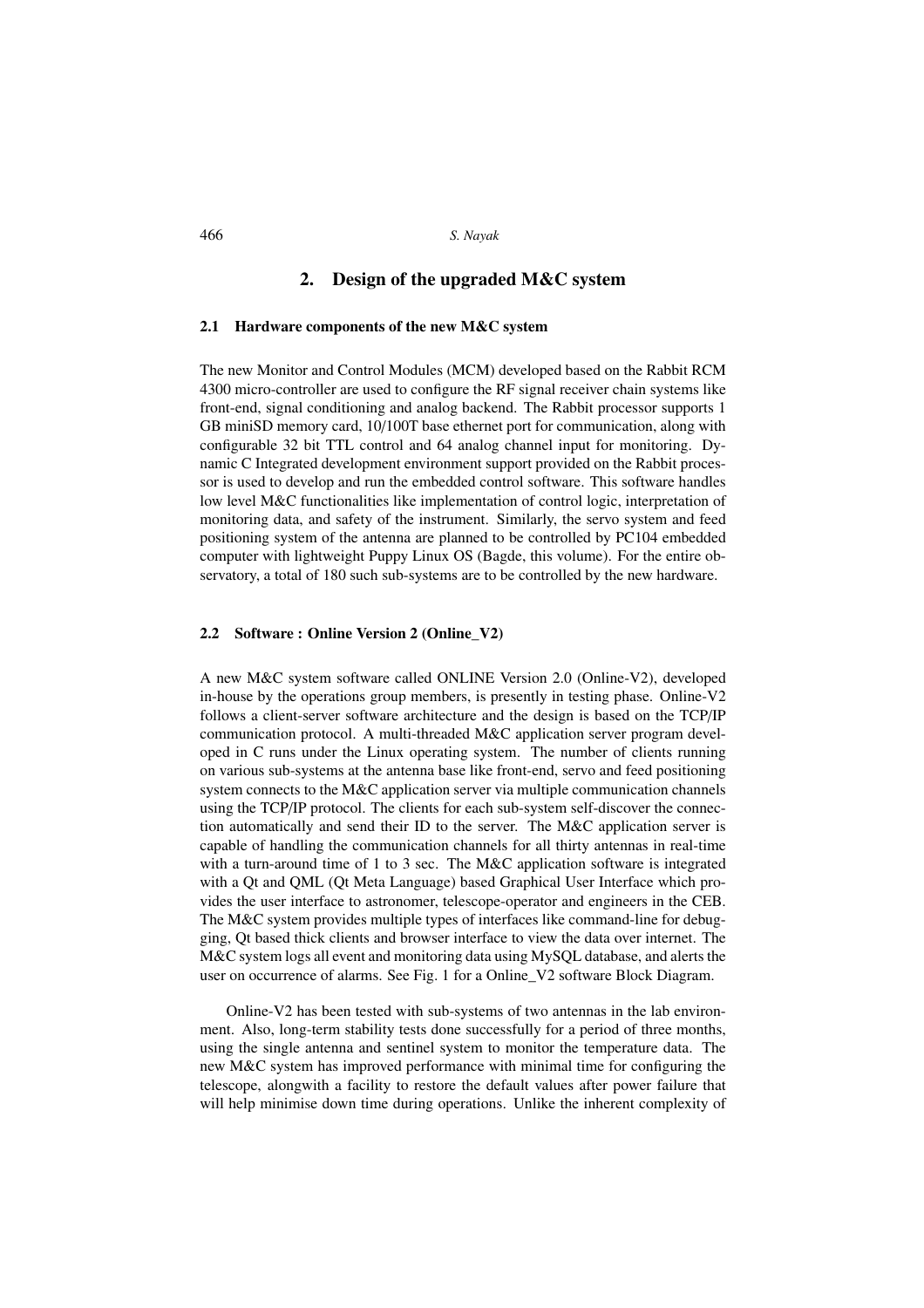## 2. Design of the upgraded M&C system

### 2.1 Hardware components of the new M&C system

The new Monitor and Control Modules (MCM) developed based on the Rabbit RCM 4300 micro-controller are used to configure the RF signal receiver chain systems like front-end, signal conditioning and analog backend. The Rabbit processor supports 1 GB miniSD memory card, 10/100T base ethernet port for communication, along with configurable 32 bit TTL control and 64 analog channel input for monitoring. Dynamic C Integrated development environment support provided on the Rabbit processor is used to develop and run the embedded control software. This software handles low level M&C functionalities like implementation of control logic, interpretation of monitoring data, and safety of the instrument. Similarly, the servo system and feed positioning system of the antenna are planned to be controlled by PC104 embedded computer with lightweight Puppy Linux OS (Bagde, this volume). For the entire observatory, a total of 180 such sub-systems are to be controlled by the new hardware.

### 2.2 Software : Online Version 2 (Online_V2)

A new M&C system software called ONLINE Version 2.0 (Online-V2), developed in-house by the operations group members, is presently in testing phase. Online-V2 follows a client-server software architecture and the design is based on the TCP/IP communication protocol. A multi-threaded M&C application server program developed in C runs under the Linux operating system. The number of clients running on various sub-systems at the antenna base like front-end, servo and feed positioning system connects to the M&C application server via multiple communication channels using the TCP/IP protocol. The clients for each sub-system self-discover the connection automatically and send their ID to the server. The M&C application server is capable of handling the communication channels for all thirty antennas in real-time with a turn-around time of 1 to 3 sec. The M&C application software is integrated with a Qt and QML (Qt Meta Language) based Graphical User Interface which provides the user interface to astronomer, telescope-operator and engineers in the CEB. The M&C system provides multiple types of interfaces like command-line for debugging, Qt based thick clients and browser interface to view the data over internet. The M&C system logs all event and monitoring data using MySQL database, and alerts the user on occurrence of alarms. See Fig. 1 for a Online_V2 software Block Diagram.

Online-V2 has been tested with sub-systems of two antennas in the lab environment. Also, long-term stability tests done successfully for a period of three months, using the single antenna and sentinel system to monitor the temperature data. The new M&C system has improved performance with minimal time for configuring the telescope, alongwith a facility to restore the default values after power failure that will help minimise down time during operations. Unlike the inherent complexity of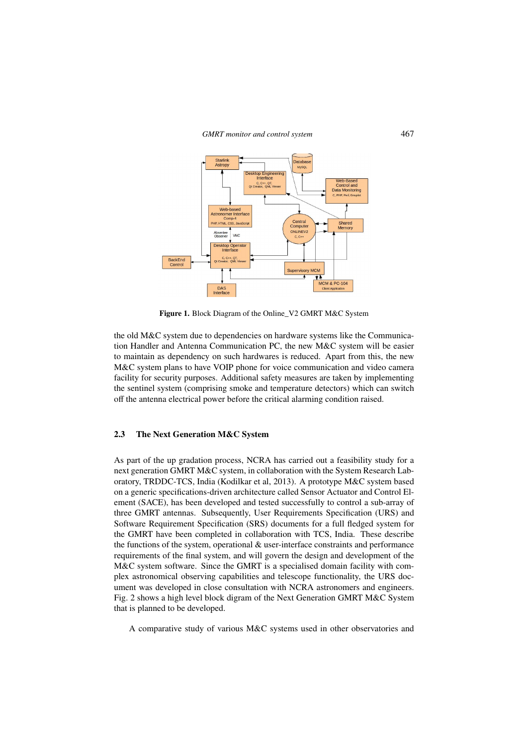**Figure 1.** Block Diagram of the Online_V2 GMRT M&C System

the old M&C system due to dependencies on hardware systems like the Communication Handler and Antenna Communication PC, the new M&C system will be easier to maintain as dependency on such hardwares is reduced. Apart from this, the new M&C system plans to have VOIP phone for voice communication and video camera facility for security purposes. Additional safety measures are taken by implementing the sentinel system (comprising smoke and temperature detectors) which can switch off the antenna electrical power before the critical alarming condition raised.

### 2.3 The Next Generation M&C System

As part of the up gradation process, NCRA has carried out a feasibility study for a next generation GMRT M&C system, in collaboration with the System Research Laboratory, TRDDC-TCS, India (Kodilkar et al, 2013). A prototype M&C system based on a generic specifications-driven architecture called Sensor Actuator and Control Element (SACE), has been developed and tested successfully to control a sub-array of three GMRT antennas. Subsequently, User Requirements Specification (URS) and Software Requirement Specification (SRS) documents for a full fledged system for the GMRT have been completed in collaboration with TCS, India. These describe the functions of the system, operational & user-interface constraints and performance requirements of the final system, and will govern the design and development of the M&C system software. Since the GMRT is a specialised domain facility with complex astronomical observing capabilities and telescope functionality, the URS document was developed in close consultation with NCRA astronomers and engineers. Fig. 2 shows a high level block digram of the Next Generation GMRT M&C System that is planned to be developed.

A comparative study of various M&C systems used in other observatories and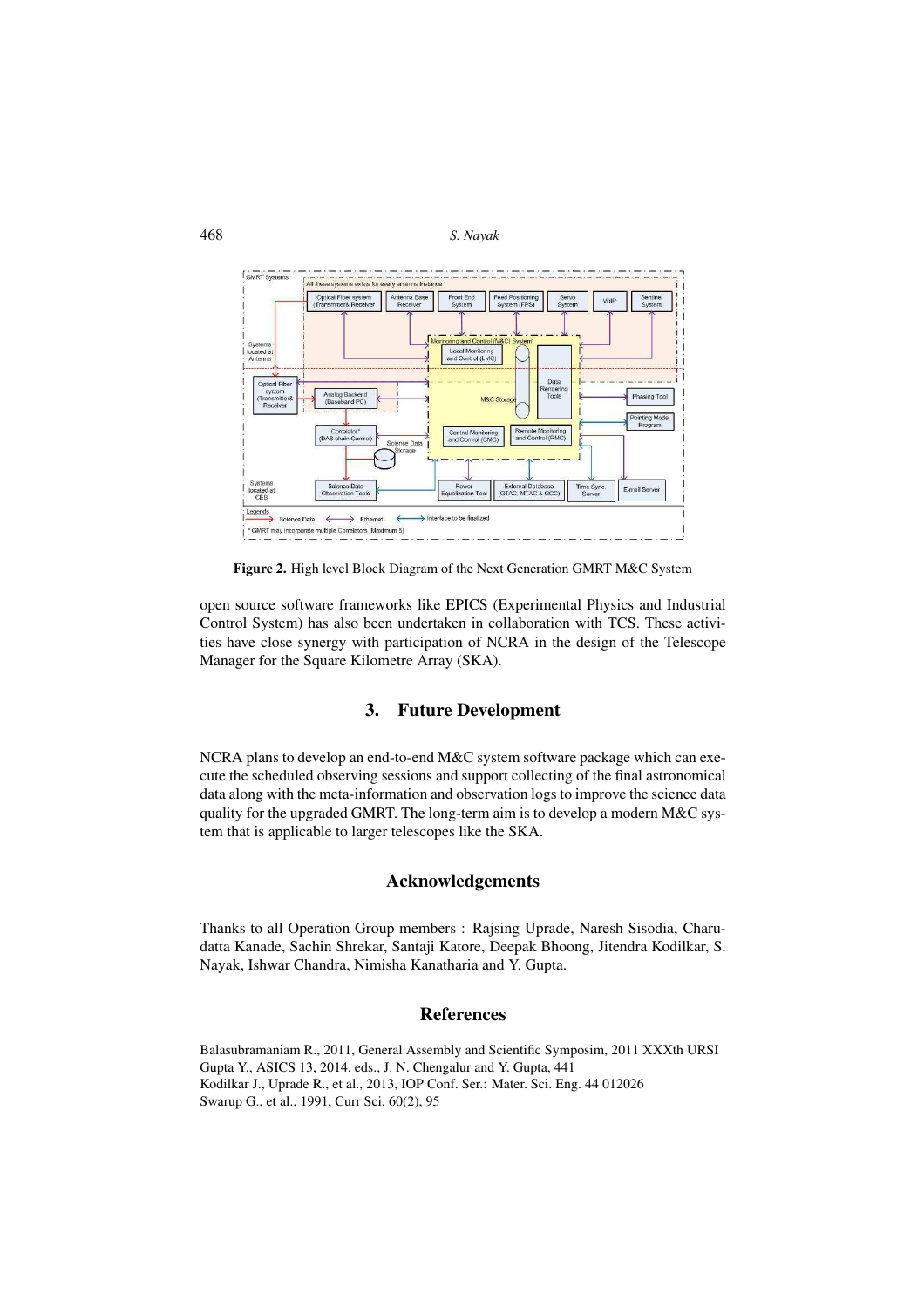Figure 2. High level Block Diagram of the Next Generation GMRT M&C System

open source software frameworks like EPICS (Experimental Physics and Industrial Control System) has also been undertaken in collaboration with TCS. These activities have close synergy with participation of NCRA in the design of the Telescope Manager for the Square Kilometre Array (SKA).

## 3. Future Development

NCRA plans to develop an end-to-end M&C system software package which can execute the scheduled observing sessions and support collecting of the final astronomical data along with the meta-information and observation logs to improve the science data quality for the upgraded GMRT. The long-term aim is to develop a modern M&C system that is applicable to larger telescopes like the SKA.

## Acknowledgements

Thanks to all Operation Group members : Rajsing Uprade, Naresh Sisodia, Charudatta Kanade, Sachin Shrekar, Santaji Katore, Deepak Bhoong, Jitendra Kodilkar, S. Nayak, Ishwar Chandra, Nimisha Kanatharia and Y. Gupta.

## References

Balasubramaniam R., 2011, General Assembly and Scientific Symposim, 2011 XXXth URSI
Gupta Y., ASICS 13, 2014, eds., J. N. Chengalur and Y. Gupta, 441
Kodilkar J., Uprade R., et al., 2013, IOP Conf. Ser.: Mater. Sci. Eng. 44 012026
Swarup G., et al., 1991, Curr Sci, 60(2), 95